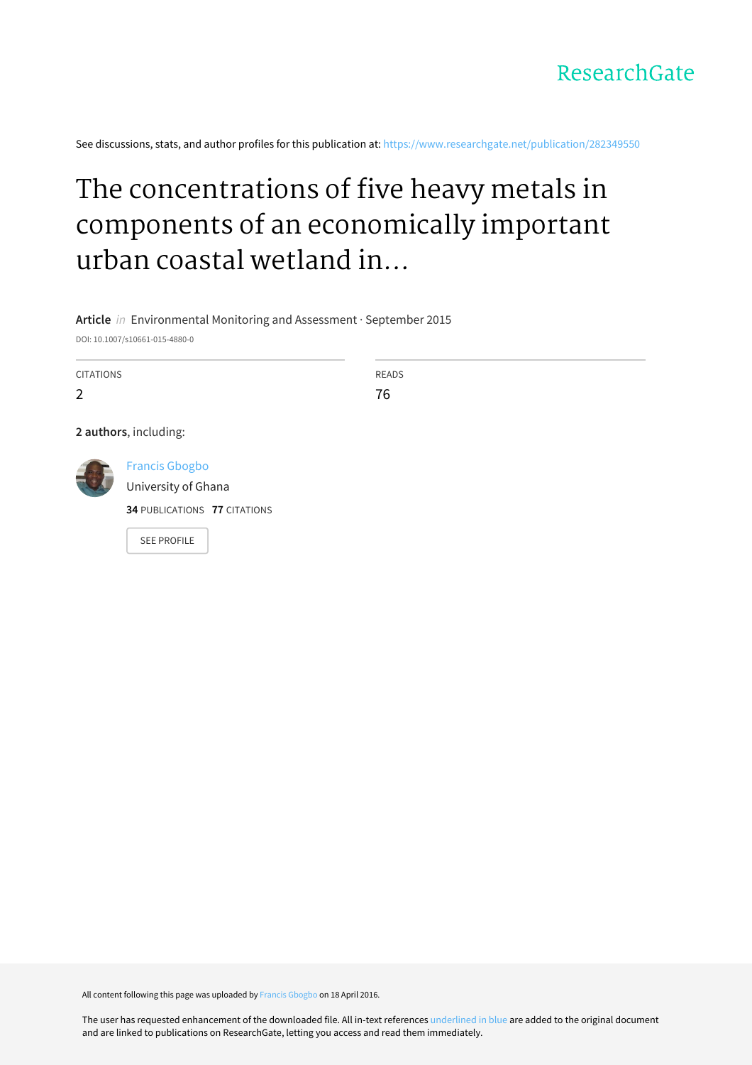ResearchGate

See discussions, stats, and author profiles for this publication at: https://www.researchgate.net/publication/282349550

# The concentrations of five heavy metals in components of an economically important urban coastal wetland in...

**Article** *in* Environmental Monitoring and Assessment · September 2015

DOI: 10.1007/s10661-015-4880-0

| CITATIONS | READS |
|---|---|
| 2 | 76 |

**2 authors**, including:

Francis Gbogbo
University of Ghana
**34** PUBLICATIONS **77** CITATIONS

SEE PROFILE

All content following this page was uploaded by Francis Gbogbo on 18 April 2016.

The user has requested enhancement of the downloaded file. All in-text references underlined in blue are added to the original document and are linked to publications on ResearchGate, letting you access and read them immediately.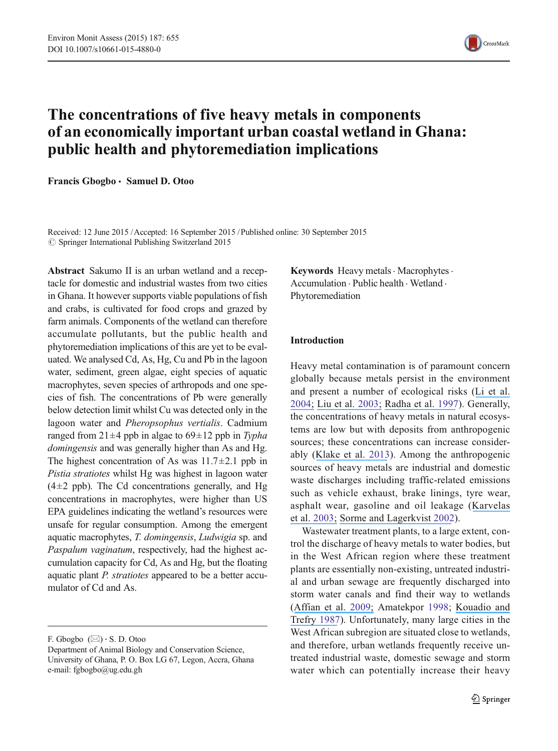# The concentrations of five heavy metals in components of an economically important urban coastal wetland in Ghana: public health and phytoremediation implications

**Francis Gbogbo · Samuel D. Otoo**

Received: 12 June 2015 / Accepted: 16 September 2015 / Published online: 30 September 2015
© Springer International Publishing Switzerland 2015

**Abstract** Sakumo II is an urban wetland and a receptacle for domestic and industrial wastes from two cities in Ghana. It however supports viable populations of fish and crabs, is cultivated for food crops and grazed by farm animals. Components of the wetland can therefore accumulate pollutants, but the public health and phytoremediation implications of this are yet to be evaluated. We analysed Cd, As, Hg, Cu and Pb in the lagoon water, sediment, green algae, eight species of aquatic macrophytes, seven species of arthropods and one species of fish. The concentrations of Pb were generally below detection limit whilst Cu was detected only in the lagoon water and *Pheropsophus vertialis*. Cadmium ranged from 21±4 ppb in algae to 69±12 ppb in *Typha domingensis* and was generally higher than As and Hg. The highest concentration of As was 11.7±2.1 ppb in *Pistia stratiotes* whilst Hg was highest in lagoon water (4±2 ppb). The Cd concentrations generally, and Hg concentrations in macrophytes, were higher than US EPA guidelines indicating the wetland's resources were unsafe for regular consumption. Among the emergent aquatic macrophytes, *T. domingensis*, *Ludwigia* sp. and *Paspalum vaginatum*, respectively, had the highest accumulation capacity for Cd, As and Hg, but the floating aquatic plant *P. stratiotes* appeared to be a better accumulator of Cd and As.

**Keywords** Heavy metals · Macrophytes · Accumulation · Public health · Wetland · Phytoremediation

F. Gbogbo (✉) · S. D. Otoo
Department of Animal Biology and Conservation Science, University of Ghana, P. O. Box LG 67, Legon, Accra, Ghana
e-mail: fgbogbo@ug.edu.gh

## Introduction

Heavy metal contamination is of paramount concern globally because metals persist in the environment and present a number of ecological risks (Li et al. 2004; Liu et al. 2003; Radha et al. 1997). Generally, the concentrations of heavy metals in natural ecosystems are low but with deposits from anthropogenic sources; these concentrations can increase considerably (Klake et al. 2013). Among the anthropogenic sources of heavy metals are industrial and domestic waste discharges including traffic-related emissions such as vehicle exhaust, brake linings, tyre wear, asphalt wear, gasoline and oil leakage (Karvelas et al. 2003; Sorme and Lagerkvist 2002).

Wastewater treatment plants, to a large extent, control the discharge of heavy metals to water bodies, but in the West African region where these treatment plants are essentially non-existing, untreated industrial and urban sewage are frequently discharged into storm water canals and find their way to wetlands (Affian et al. 2009; Amatekpor 1998; Kouadio and Trefry 1987). Unfortunately, many large cities in the West African subregion are situated close to wetlands, and therefore, urban wetlands frequently receive untreated industrial waste, domestic sewage and storm water which can potentially increase their heavy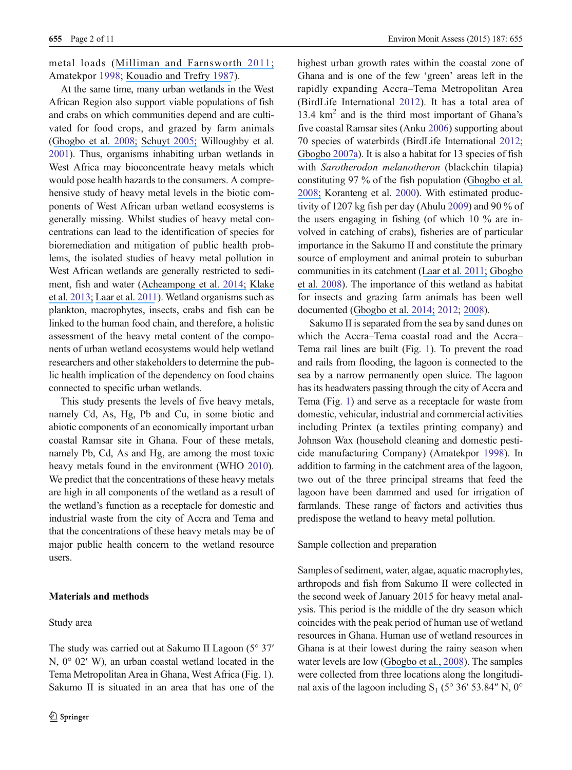metal loads (Milliman and Farnsworth 2011; Amatekpor 1998; Kouadio and Trefry 1987).

At the same time, many urban wetlands in the West African Region also support viable populations of fish and crabs on which communities depend and are cultivated for food crops, and grazed by farm animals (Gbogbo et al. 2008; Schuyt 2005; Willoughby et al. 2001). Thus, organisms inhabiting urban wetlands in West Africa may bioconcentrate heavy metals which would pose health hazards to the consumers. A comprehensive study of heavy metal levels in the biotic components of West African urban wetland ecosystems is generally missing. Whilst studies of heavy metal concentrations can lead to the identification of species for bioremediation and mitigation of public health problems, the isolated studies of heavy metal pollution in West African wetlands are generally restricted to sediment, fish and water (Acheampong et al. 2014; Klake et al. 2013; Laar et al. 2011). Wetland organisms such as plankton, macrophytes, insects, crabs and fish can be linked to the human food chain, and therefore, a holistic assessment of the heavy metal content of the components of urban wetland ecosystems would help wetland researchers and other stakeholders to determine the public health implication of the dependency on food chains connected to specific urban wetlands.

This study presents the levels of five heavy metals, namely Cd, As, Hg, Pb and Cu, in some biotic and abiotic components of an economically important urban coastal Ramsar site in Ghana. Four of these metals, namely Pb, Cd, As and Hg, are among the most toxic heavy metals found in the environment (WHO 2010). We predict that the concentrations of these heavy metals are high in all components of the wetland as a result of the wetland's function as a receptacle for domestic and industrial waste from the city of Accra and Tema and that the concentrations of these heavy metals may be of major public health concern to the wetland resource users.

## Materials and methods

### Study area

The study was carried out at Sakumo II Lagoon (5° 37′ N, 0° 02′ W), an urban coastal wetland located in the Tema Metropolitan Area in Ghana, West Africa (Fig. 1). Sakumo II is situated in an area that has one of the highest urban growth rates within the coastal zone of Ghana and is one of the few 'green' areas left in the rapidly expanding Accra–Tema Metropolitan Area (BirdLife International 2012). It has a total area of 13.4 km$^2$ and is the third most important of Ghana's five coastal Ramsar sites (Anku 2006) supporting about 70 species of waterbirds (BirdLife International 2012; Gbogbo 2007a). It is also a habitat for 13 species of fish with *Sarotherodon melanotheron* (blackchin tilapia) constituting 97 % of the fish population (Gbogbo et al. 2008; Koranteng et al. 2000). With estimated productivity of 1207 kg fish per day (Ahulu 2009) and 90 % of the users engaging in fishing (of which 10 % are involved in catching of crabs), fisheries are of particular importance in the Sakumo II and constitute the primary source of employment and animal protein to suburban communities in its catchment (Laar et al. 2011; Gbogbo et al. 2008). The importance of this wetland as habitat for insects and grazing farm animals has been well documented (Gbogbo et al. 2014; 2012; 2008).

Sakumo II is separated from the sea by sand dunes on which the Accra–Tema coastal road and the Accra–Tema rail lines are built (Fig. 1). To prevent the road and rails from flooding, the lagoon is connected to the sea by a narrow permanently open sluice. The lagoon has its headwaters passing through the city of Accra and Tema (Fig. 1) and serve as a receptacle for waste from domestic, vehicular, industrial and commercial activities including Printex (a textiles printing company) and Johnson Wax (household cleaning and domestic pesticide manufacturing Company) (Amatekpor 1998). In addition to farming in the catchment area of the lagoon, two out of the three principal streams that feed the lagoon have been dammed and used for irrigation of farmlands. These range of factors and activities thus predispose the wetland to heavy metal pollution.

### Sample collection and preparation

Samples of sediment, water, algae, aquatic macrophytes, arthropods and fish from Sakumo II were collected in the second week of January 2015 for heavy metal analysis. This period is the middle of the dry season which coincides with the peak period of human use of wetland resources in Ghana. Human use of wetland resources in Ghana is at their lowest during the rainy season when water levels are low (Gbogbo et al., 2008). The samples were collected from three locations along the longitudinal axis of the lagoon including $S_1$ (5° 36′ 53.84″ N, 0°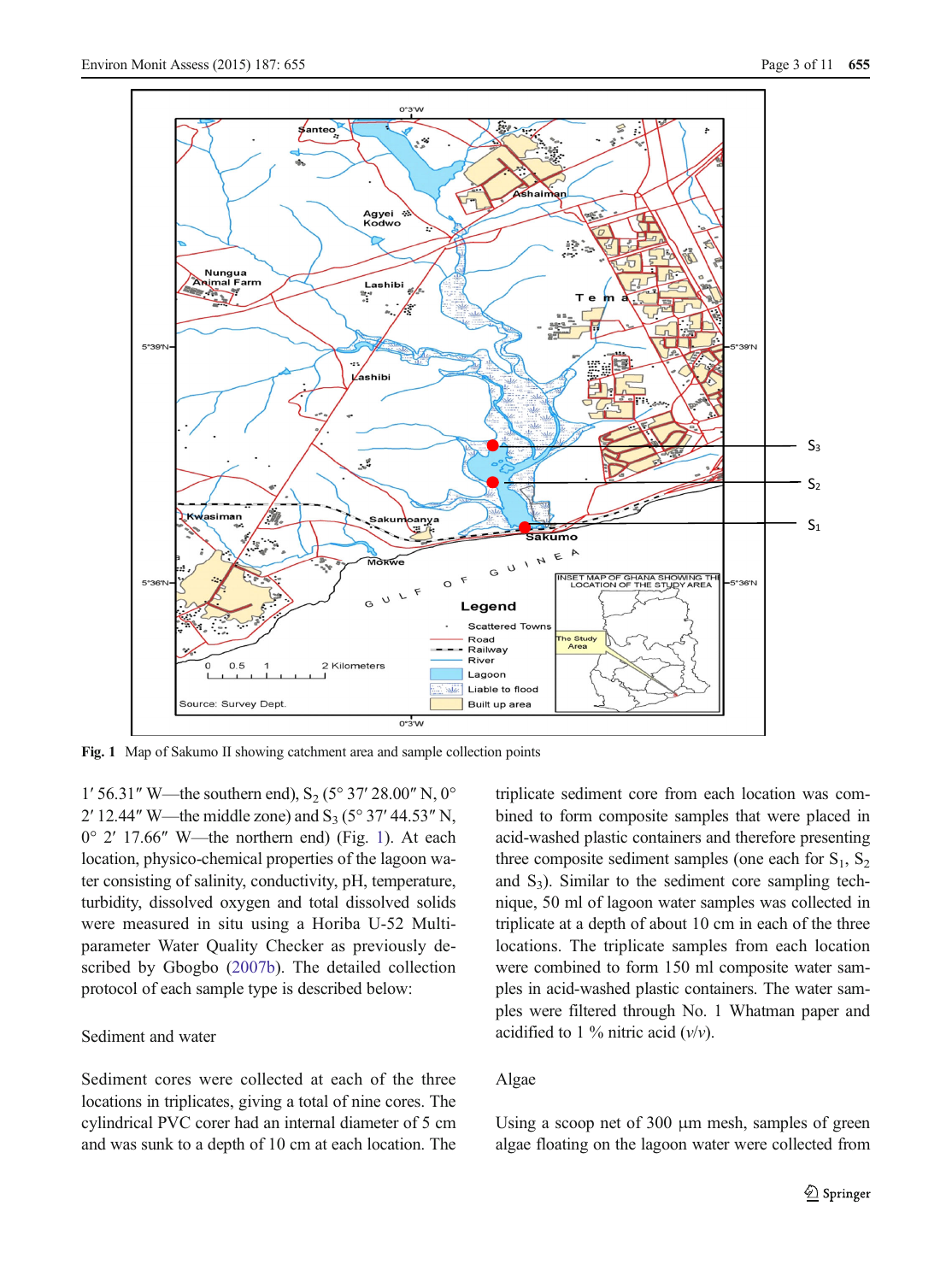Fig. 1 Map of Sakumo II showing catchment area and sample collection points

1′ 56.31″ W—the southern end), $S_2$ (5° 37′ 28.00″ N, 0° 2′ 12.44″ W—the middle zone) and $S_3$ (5° 37′ 44.53″ N, 0° 2′ 17.66″ W—the northern end) (Fig. 1). At each location, physico-chemical properties of the lagoon water consisting of salinity, conductivity, pH, temperature, turbidity, dissolved oxygen and total dissolved solids were measured in situ using a Horiba U-52 Multi-parameter Water Quality Checker as previously described by Gbogbo (2007b). The detailed collection protocol of each sample type is described below:

## Sediment and water

Sediment cores were collected at each of the three locations in triplicates, giving a total of nine cores. The cylindrical PVC corer had an internal diameter of 5 cm and was sunk to a depth of 10 cm at each location. The triplicate sediment core from each location was combined to form composite samples that were placed in acid-washed plastic containers and therefore presenting three composite sediment samples (one each for $S_1$, $S_2$ and $S_3$). Similar to the sediment core sampling technique, 50 ml of lagoon water samples was collected in triplicate at a depth of about 10 cm in each of the three locations. The triplicate samples from each location were combined to form 150 ml composite water samples in acid-washed plastic containers. The water samples were filtered through No. 1 Whatman paper and acidified to 1 % nitric acid (*v*/*v*).

## Algae

Using a scoop net of 300 μm mesh, samples of green algae floating on the lagoon water were collected from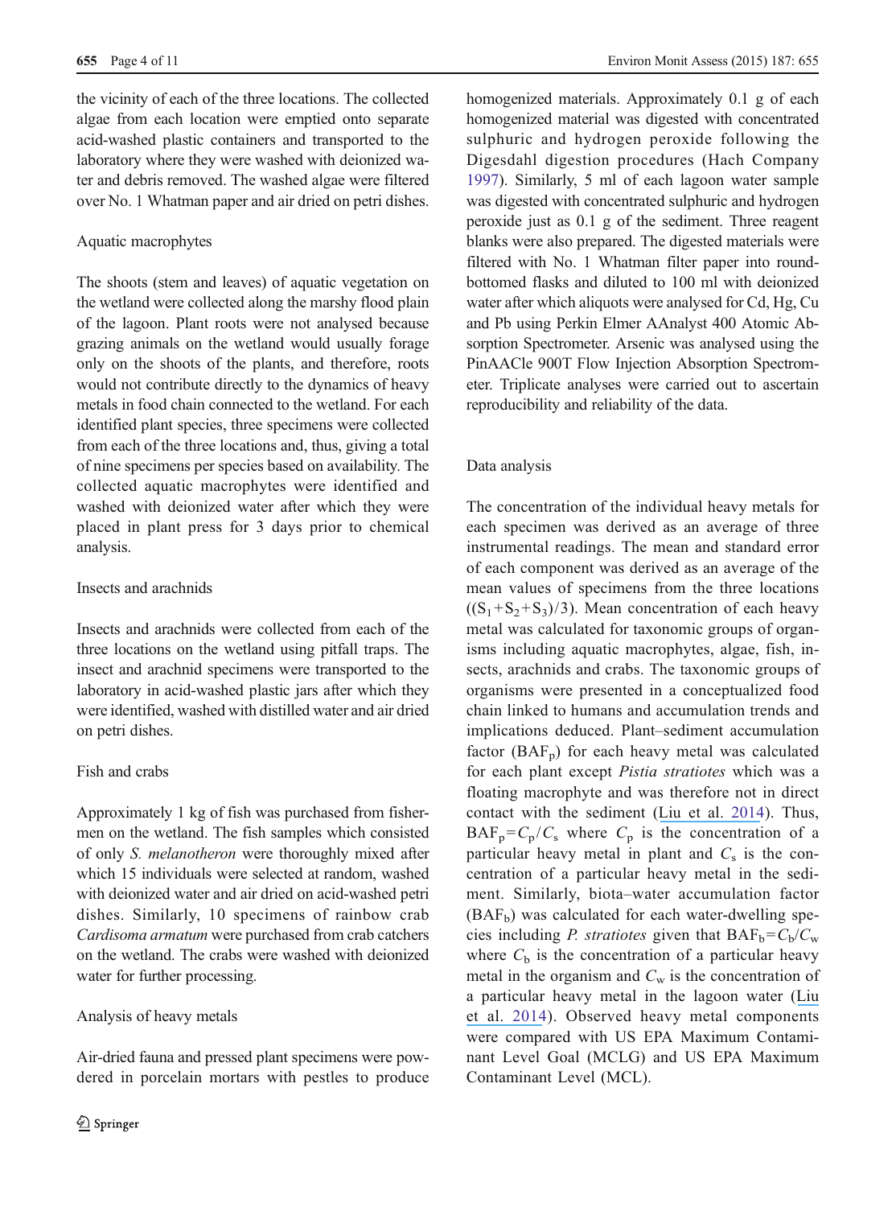the vicinity of each of the three locations. The collected algae from each location were emptied onto separate acid-washed plastic containers and transported to the laboratory where they were washed with deionized water and debris removed. The washed algae were filtered over No. 1 Whatman paper and air dried on petri dishes.

### Aquatic macrophytes

The shoots (stem and leaves) of aquatic vegetation on the wetland were collected along the marshy flood plain of the lagoon. Plant roots were not analysed because grazing animals on the wetland would usually forage only on the shoots of the plants, and therefore, roots would not contribute directly to the dynamics of heavy metals in food chain connected to the wetland. For each identified plant species, three specimens were collected from each of the three locations and, thus, giving a total of nine specimens per species based on availability. The collected aquatic macrophytes were identified and washed with deionized water after which they were placed in plant press for 3 days prior to chemical analysis.

### Insects and arachnids

Insects and arachnids were collected from each of the three locations on the wetland using pitfall traps. The insect and arachnid specimens were transported to the laboratory in acid-washed plastic jars after which they were identified, washed with distilled water and air dried on petri dishes.

### Fish and crabs

Approximately 1 kg of fish was purchased from fishermen on the wetland. The fish samples which consisted of only *S. melanotheron* were thoroughly mixed after which 15 individuals were selected at random, washed with deionized water and air dried on acid-washed petri dishes. Similarly, 10 specimens of rainbow crab *Cardisoma armatum* were purchased from crab catchers on the wetland. The crabs were washed with deionized water for further processing.

### Analysis of heavy metals

Air-dried fauna and pressed plant specimens were powdered in porcelain mortars with pestles to produce homogenized materials. Approximately 0.1 g of each homogenized material was digested with concentrated sulphuric and hydrogen peroxide following the Digesdahl digestion procedures (Hach Company 1997). Similarly, 5 ml of each lagoon water sample was digested with concentrated sulphuric and hydrogen peroxide just as 0.1 g of the sediment. Three reagent blanks were also prepared. The digested materials were filtered with No. 1 Whatman filter paper into round-bottomed flasks and diluted to 100 ml with deionized water after which aliquots were analysed for Cd, Hg, Cu and Pb using Perkin Elmer AAnalyst 400 Atomic Absorption Spectrometer. Arsenic was analysed using the PinAACle 900T Flow Injection Absorption Spectrometer. Triplicate analyses were carried out to ascertain reproducibility and reliability of the data.

## Data analysis

The concentration of the individual heavy metals for each specimen was derived as an average of three instrumental readings. The mean and standard error of each component was derived as an average of the mean values of specimens from the three locations ($(S_1+S_2+S_3)/3$). Mean concentration of each heavy metal was calculated for taxonomic groups of organisms including aquatic macrophytes, algae, fish, insects, arachnids and crabs. The taxonomic groups of organisms were presented in a conceptualized food chain linked to humans and accumulation trends and implications deduced. Plant–sediment accumulation factor ($BAF_p$) for each heavy metal was calculated for each plant except *Pistia stratiotes* which was a floating macrophyte and was therefore not in direct contact with the sediment (Liu et al. 2014). Thus, $BAF_p = C_p/C_s$ where $C_p$ is the concentration of a particular heavy metal in plant and $C_s$ is the concentration of a particular heavy metal in the sediment. Similarly, biota–water accumulation factor ($BAF_b$) was calculated for each water-dwelling species including *P. stratiotes* given that $BAF_b = C_b/C_w$ where $C_b$ is the concentration of a particular heavy metal in the organism and $C_w$ is the concentration of a particular heavy metal in the lagoon water (Liu et al. 2014). Observed heavy metal components were compared with US EPA Maximum Contaminant Level Goal (MCLG) and US EPA Maximum Contaminant Level (MCL).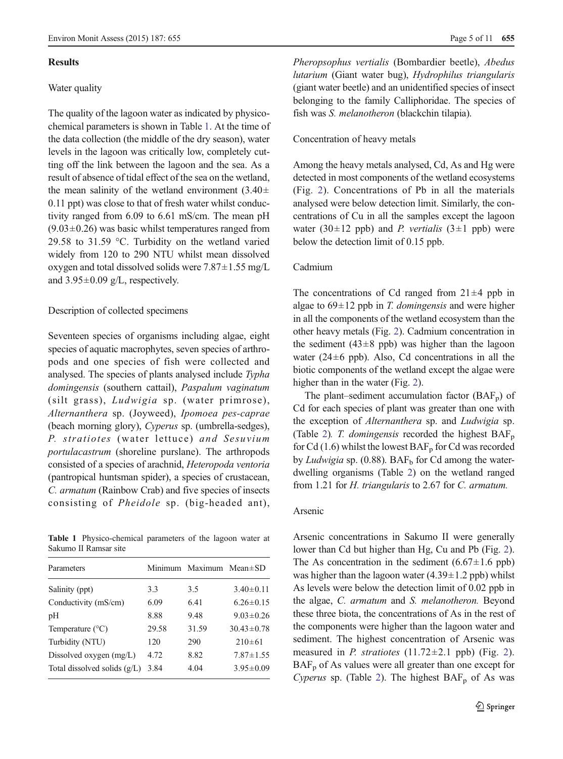## Results

### Water quality

The quality of the lagoon water as indicated by physico-chemical parameters is shown in Table 1. At the time of the data collection (the middle of the dry season), water levels in the lagoon was critically low, completely cutting off the link between the lagoon and the sea. As a result of absence of tidal effect of the sea on the wetland, the mean salinity of the wetland environment (3.40± 0.11 ppt) was close to that of fresh water whilst conductivity ranged from 6.09 to 6.61 mS/cm. The mean pH (9.03±0.26) was basic whilst temperatures ranged from 29.58 to 31.59 °C. Turbidity on the wetland varied widely from 120 to 290 NTU whilst mean dissolved oxygen and total dissolved solids were 7.87±1.55 mg/L and 3.95±0.09 g/L, respectively.

### Description of collected specimens

Seventeen species of organisms including algae, eight species of aquatic macrophytes, seven species of arthropods and one species of fish were collected and analysed. The species of plants analysed include *Typha domingensis* (southern cattail), *Paspalum vaginatum* (silt grass), *Ludwigia* sp. (water primrose), *Alternanthera* sp. (Joyweed), *Ipomoea pes-caprae* (beach morning glory), *Cyperus* sp. (umbrella-sedges), *P. stratiotes* (water lettuce) *and Sesuvium portulacastrum* (shoreline purslane). The arthropods consisted of a species of arachnid, *Heteropoda ventoria* (pantropical huntsman spider), a species of crustacean, *C. armatum* (Rainbow Crab) and five species of insects consisting of *Pheidole* sp. (big-headed ant), *Pheropsophus vertialis* (Bombardier beetle), *Abedus lutarium* (Giant water bug), *Hydrophilus triangularis* (giant water beetle) and an unidentified species of insect belonging to the family Calliphoridae. The species of fish was *S. melanotheron* (blackchin tilapia).

**Table 1** Physico-chemical parameters of the lagoon water at Sakumo II Ramsar site

| Parameters | Minimum | Maximum | Mean±SD |
|---|---|---|---|
| Salinity (ppt) | 3.3 | 3.5 | 3.40±0.11 |
| Conductivity (mS/cm) | 6.09 | 6.41 | 6.26±0.15 |
| pH | 8.88 | 9.48 | 9.03±0.26 |
| Temperature (°C) | 29.58 | 31.59 | 30.43±0.78 |
| Turbidity (NTU) | 120 | 290 | 210±61 |
| Dissolved oxygen (mg/L) | 4.72 | 8.82 | 7.87±1.55 |
| Total dissolved solids (g/L) | 3.84 | 4.04 | 3.95±0.09 |

### Concentration of heavy metals

Among the heavy metals analysed, Cd, As and Hg were detected in most components of the wetland ecosystems (Fig. 2). Concentrations of Pb in all the materials analysed were below detection limit. Similarly, the concentrations of Cu in all the samples except the lagoon water (30±12 ppb) and *P. vertialis* (3±1 ppb) were below the detection limit of 0.15 ppb.

### Cadmium

The concentrations of Cd ranged from 21±4 ppb in algae to 69±12 ppb in *T. domingensis* and were higher in all the components of the wetland ecosystem than the other heavy metals (Fig. 2). Cadmium concentration in the sediment (43±8 ppb) was higher than the lagoon water (24±6 ppb). Also, Cd concentrations in all the biotic components of the wetland except the algae were higher than in the water (Fig. 2).

The plant–sediment accumulation factor ($BAF_p$) of Cd for each species of plant was greater than one with the exception of *Alternanthera* sp. and *Ludwigia* sp. (Table 2). *T. domingensis* recorded the highest $BAF_p$ for Cd (1.6) whilst the lowest $BAF_p$ for Cd was recorded by *Ludwigia* sp. (0.88). $BAF_b$ for Cd among the water-dwelling organisms (Table 2) on the wetland ranged from 1.21 for *H. triangularis* to 2.67 for *C. armatum.*

### Arsenic

Arsenic concentrations in Sakumo II were generally lower than Cd but higher than Hg, Cu and Pb (Fig. 2). The As concentration in the sediment (6.67±1.6 ppb) was higher than the lagoon water (4.39±1.2 ppb) whilst As levels were below the detection limit of 0.02 ppb in the algae, *C. armatum* and *S. melanotheron.* Beyond these three biota, the concentrations of As in the rest of the components were higher than the lagoon water and sediment. The highest concentration of Arsenic was measured in *P. stratiotes* (11.72±2.1 ppb) (Fig. 2). $BAF_p$ of As values were all greater than one except for *Cyperus* sp. (Table 2). The highest $BAF_p$ of As was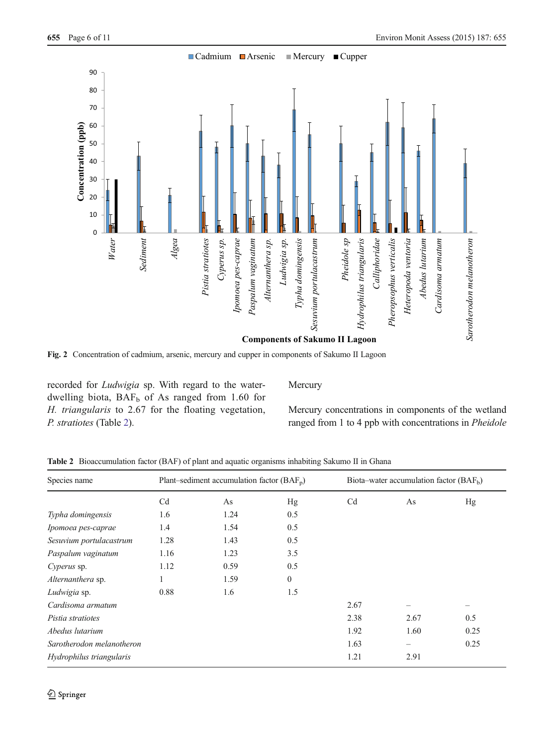Fig. 2 Concentration of cadmium, arsenic, mercury and cupper in components of Sakumo II Lagoon

recorded for *Ludwigia* sp. With regard to the water-dwelling biota, $BAF_b$ of As ranged from 1.60 for *H. triangularis* to 2.67 for the floating vegetation, *P. stratiotes* (Table 2).

### Mercury

Mercury concentrations in components of the wetland ranged from 1 to 4 ppb with concentrations in *Pheidole*

**Table 2** Bioaccumulation factor (BAF) of plant and aquatic organisms inhabiting Sakumo II in Ghana

| Species name | Plant–sediment accumulation factor ($BAF_p$) | | | Biota–water accumulation factor ($BAF_b$) | | |
|---|---|---|---|---|---|---|
| | Cd | As | Hg | Cd | As | Hg |
| *Typha domingensis* | 1.6 | 1.24 | 0.5 | | | |
| *Ipomoea pes-caprae* | 1.4 | 1.54 | 0.5 | | | |
| *Sesuvium portulacastrum* | 1.28 | 1.43 | 0.5 | | | |
| *Paspalum vaginatum* | 1.16 | 1.23 | 3.5 | | | |
| *Cyperus* sp. | 1.12 | 0.59 | 0.5 | | | |
| *Alternanthera* sp. | 1 | 1.59 | 0 | | | |
| *Ludwigia* sp. | 0.88 | 1.6 | 1.5 | | | |
| *Cardisoma armatum* | | | | 2.67 | – | – |
| *Pistia stratiotes* | | | | 2.38 | 2.67 | 0.5 |
| *Abedus lutarium* | | | | 1.92 | 1.60 | 0.25 |
| *Sarotherodon melanotheron* | | | | 1.63 | – | 0.25 |
| *Hydrophilus triangularis* | | | | 1.21 | 2.91 | |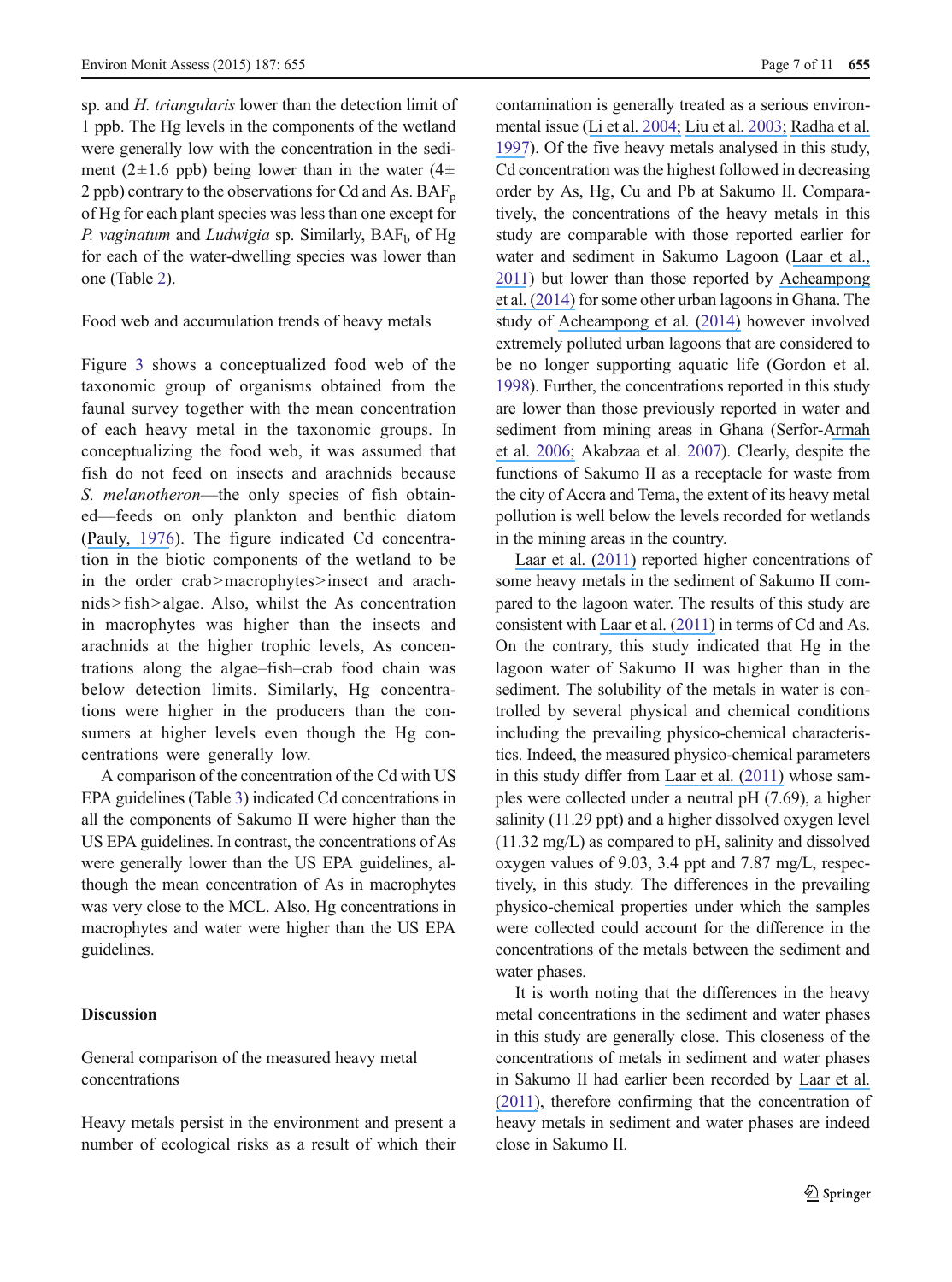sp. and *H. triangularis* lower than the detection limit of 1 ppb. The Hg levels in the components of the wetland were generally low with the concentration in the sediment (2±1.6 ppb) being lower than in the water (4±2 ppb) contrary to the observations for Cd and As. $BAF_p$ of Hg for each plant species was less than one except for *P. vaginatum* and *Ludwigia* sp. Similarly, $BAF_b$ of Hg for each of the water-dwelling species was lower than one (Table 2).

Food web and accumulation trends of heavy metals

Figure 3 shows a conceptualized food web of the taxonomic group of organisms obtained from the faunal survey together with the mean concentration of each heavy metal in the taxonomic groups. In conceptualizing the food web, it was assumed that fish do not feed on insects and arachnids because *S. melanotheron*—the only species of fish obtained—feeds on only plankton and benthic diatom (Pauly, 1976). The figure indicated Cd concentration in the biotic components of the wetland to be in the order crab>macrophytes>insect and arachnids>fish>algae. Also, whilst the As concentration in macrophytes was higher than the insects and arachnids at the higher trophic levels, As concentrations along the algae–fish–crab food chain was below detection limits. Similarly, Hg concentrations were higher in the producers than the consumers at higher levels even though the Hg concentrations were generally low.

A comparison of the concentration of the Cd with US EPA guidelines (Table 3) indicated Cd concentrations in all the components of Sakumo II were higher than the US EPA guidelines. In contrast, the concentrations of As were generally lower than the US EPA guidelines, although the mean concentration of As in macrophytes was very close to the MCL. Also, Hg concentrations in macrophytes and water were higher than the US EPA guidelines.

## Discussion

General comparison of the measured heavy metal concentrations

Heavy metals persist in the environment and present a number of ecological risks as a result of which their contamination is generally treated as a serious environmental issue (Li et al. 2004; Liu et al. 2003; Radha et al. 1997). Of the five heavy metals analysed in this study, Cd concentration was the highest followed in decreasing order by As, Hg, Cu and Pb at Sakumo II. Comparatively, the concentrations of the heavy metals in this study are comparable with those reported earlier for water and sediment in Sakumo Lagoon (Laar et al., 2011) but lower than those reported by Acheampong et al. (2014) for some other urban lagoons in Ghana. The study of Acheampong et al. (2014) however involved extremely polluted urban lagoons that are considered to be no longer supporting aquatic life (Gordon et al. 1998). Further, the concentrations reported in this study are lower than those previously reported in water and sediment from mining areas in Ghana (Serfor-Armah et al. 2006; Akabzaa et al. 2007). Clearly, despite the functions of Sakumo II as a receptacle for waste from the city of Accra and Tema, the extent of its heavy metal pollution is well below the levels recorded for wetlands in the mining areas in the country.

Laar et al. (2011) reported higher concentrations of some heavy metals in the sediment of Sakumo II compared to the lagoon water. The results of this study are consistent with Laar et al. (2011) in terms of Cd and As. On the contrary, this study indicated that Hg in the lagoon water of Sakumo II was higher than in the sediment. The solubility of the metals in water is controlled by several physical and chemical conditions including the prevailing physico-chemical characteristics. Indeed, the measured physico-chemical parameters in this study differ from Laar et al. (2011) whose samples were collected under a neutral pH (7.69), a higher salinity (11.29 ppt) and a higher dissolved oxygen level (11.32 mg/L) as compared to pH, salinity and dissolved oxygen values of 9.03, 3.4 ppt and 7.87 mg/L, respectively, in this study. The differences in the prevailing physico-chemical properties under which the samples were collected could account for the difference in the concentrations of the metals between the sediment and water phases.

It is worth noting that the differences in the heavy metal concentrations in the sediment and water phases in this study are generally close. This closeness of the concentrations of metals in sediment and water phases in Sakumo II had earlier been recorded by Laar et al. (2011), therefore confirming that the concentration of heavy metals in sediment and water phases are indeed close in Sakumo II.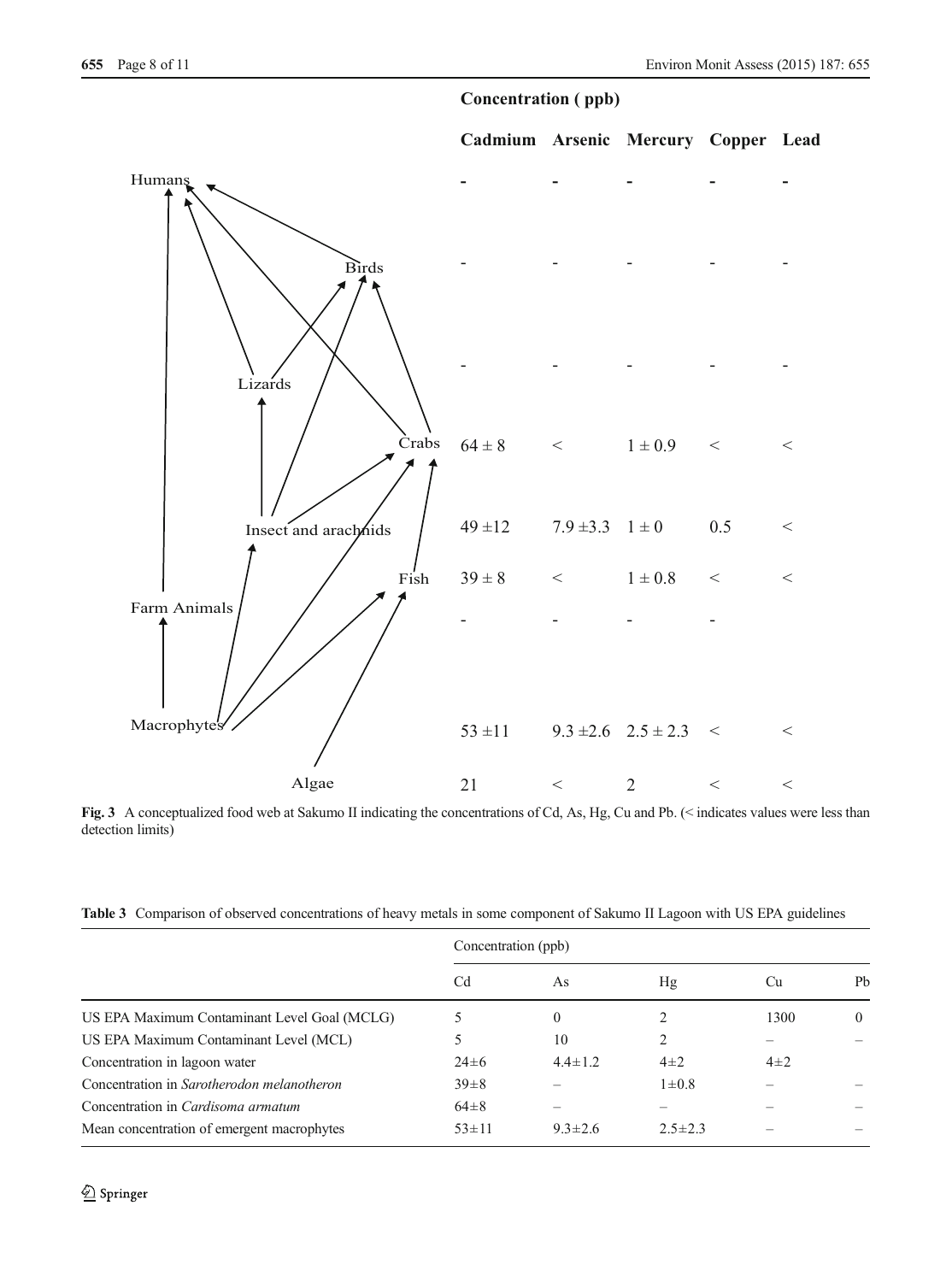**Concentration ( ppb)**

| | Cadmium | Arsenic | Mercury | Copper | Lead |
|---|---|---|---|---|---|
| Humans | - | - | - | - | - |
| Birds | - | - | - | - | - |
| Lizards | - | - | - | - | - |
| Crabs | 64 ± 8 | < | 1 ± 0.9 | < | < |
| Insect and arachnids | 49 ±12 | 7.9 ±3.3 | 1 ± 0 | 0.5 | < |
| Fish | 39 ± 8 | < | 1 ± 0.8 | < | < |
| Farm Animals | - | - | - | - | |
| Macrophytes | 53 ±11 | 9.3 ±2.6 | 2.5 ± 2.3 | < | < |
| Algae | 21 | < | 2 | < | < |

**Fig. 3** A conceptualized food web at Sakumo II indicating the concentrations of Cd, As, Hg, Cu and Pb. (< indicates values were less than detection limits)

**Table 3** Comparison of observed concentrations of heavy metals in some component of Sakumo II Lagoon with US EPA guidelines

| | Concentration (ppb) | | | | |
|---|---|---|---|---|---|
| | Cd | As | Hg | Cu | Pb |
| US EPA Maximum Contaminant Level Goal (MCLG) | 5 | 0 | 2 | 1300 | 0 |
| US EPA Maximum Contaminant Level (MCL) | 5 | 10 | 2 | – | – |
| Concentration in lagoon water | 24±6 | 4.4±1.2 | 4±2 | 4±2 | |
| Concentration in *Sarotherodon melanotheron* | 39±8 | – | 1±0.8 | – | – |
| Concentration in *Cardisoma armatum* | 64±8 | – | – | – | – |
| Mean concentration of emergent macrophytes | 53±11 | 9.3±2.6 | 2.5±2.3 | – | – |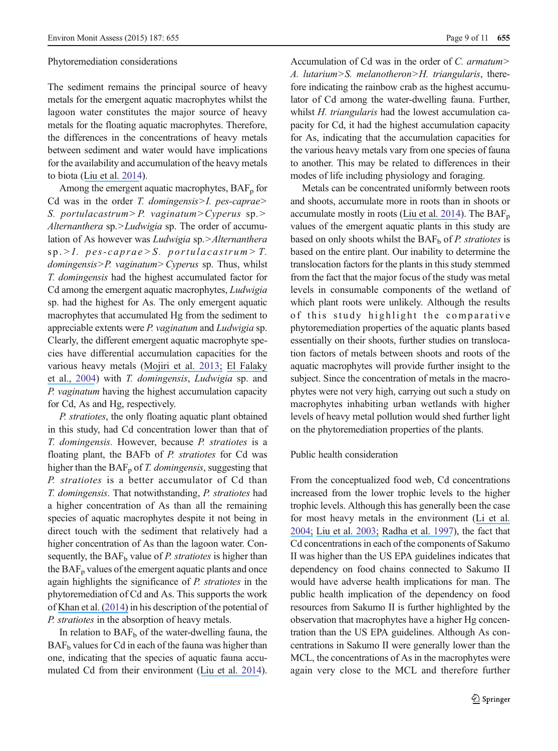### Phytoremediation considerations

The sediment remains the principal source of heavy metals for the emergent aquatic macrophytes whilst the lagoon water constitutes the major source of heavy metals for the floating aquatic macrophytes. Therefore, the differences in the concentrations of heavy metals between sediment and water would have implications for the availability and accumulation of the heavy metals to biota (Liu et al. 2014).

Among the emergent aquatic macrophytes, $BAF_p$ for Cd was in the order *T. domingensis*>*I. pes-caprae*>*S. portulacastrum*>*P. vaginatum*>*Cyperus* sp.>*Alternanthera* sp.>*Ludwigia* sp. The order of accumulation of As however was *Ludwigia* sp.>*Alternanthera* sp.>*I. pes-caprae*>*S. portulacastrum*>*T. domingensis*>*P. vaginatum*>*Cyperus* sp. Thus, whilst *T. domingensis* had the highest accumulated factor for Cd among the emergent aquatic macrophytes, *Ludwigia* sp. had the highest for As. The only emergent aquatic macrophytes that accumulated Hg from the sediment to appreciable extents were *P. vaginatum* and *Ludwigia* sp. Clearly, the different emergent aquatic macrophyte species have differential accumulation capacities for the various heavy metals (Mojiri et al. 2013; El Falaky et al., 2004) with *T. domingensis*, *Ludwigia* sp. and *P. vaginatum* having the highest accumulation capacity for Cd, As and Hg, respectively.

*P. stratiotes*, the only floating aquatic plant obtained in this study, had Cd concentration lower than that of *T. domingensis.* However, because *P. stratiotes* is a floating plant, the BAFb of *P. stratiotes* for Cd was higher than the $BAF_p$ of *T. domingensis*, suggesting that *P. stratiotes* is a better accumulator of Cd than *T. domingensis*. That notwithstanding, *P. stratiotes* had a higher concentration of As than all the remaining species of aquatic macrophytes despite it not being in direct touch with the sediment that relatively had a higher concentration of As than the lagoon water. Consequently, the $BAF_b$ value of *P. stratiotes* is higher than the $BAF_p$ values of the emergent aquatic plants and once again highlights the significance of *P. stratiotes* in the phytoremediation of Cd and As. This supports the work of Khan et al. (2014) in his description of the potential of *P. stratiotes* in the absorption of heavy metals.

In relation to $BAF_b$ of the water-dwelling fauna, the $BAF_b$ values for Cd in each of the fauna was higher than one, indicating that the species of aquatic fauna accumulated Cd from their environment (Liu et al. 2014). Accumulation of Cd was in the order of *C. armatum*>*A. lutarium*>*S. melanotheron*>*H. triangularis*, therefore indicating the rainbow crab as the highest accumulator of Cd among the water-dwelling fauna. Further, whilst *H. triangularis* had the lowest accumulation capacity for Cd, it had the highest accumulation capacity for As, indicating that the accumulation capacities for the various heavy metals vary from one species of fauna to another. This may be related to differences in their modes of life including physiology and foraging.

Metals can be concentrated uniformly between roots and shoots, accumulate more in roots than in shoots or accumulate mostly in roots (Liu et al. 2014). The $BAF_p$ values of the emergent aquatic plants in this study are based on only shoots whilst the $BAF_b$ of *P. stratiotes* is based on the entire plant. Our inability to determine the translocation factors for the plants in this study stemmed from the fact that the major focus of the study was metal levels in consumable components of the wetland of which plant roots were unlikely. Although the results of this study highlight the comparative phytoremediation properties of the aquatic plants based essentially on their shoots, further studies on translocation factors of metals between shoots and roots of the aquatic macrophytes will provide further insight to the subject. Since the concentration of metals in the macrophytes were not very high, carrying out such a study on macrophytes inhabiting urban wetlands with higher levels of heavy metal pollution would shed further light on the phytoremediation properties of the plants.

### Public health consideration

From the conceptualized food web, Cd concentrations increased from the lower trophic levels to the higher trophic levels. Although this has generally been the case for most heavy metals in the environment (Li et al. 2004; Liu et al. 2003; Radha et al. 1997), the fact that Cd concentrations in each of the components of Sakumo II was higher than the US EPA guidelines indicates that dependency on food chains connected to Sakumo II would have adverse health implications for man. The public health implication of the dependency on food resources from Sakumo II is further highlighted by the observation that macrophytes have a higher Hg concentration than the US EPA guidelines. Although As concentrations in Sakumo II were generally lower than the MCL, the concentrations of As in the macrophytes were again very close to the MCL and therefore further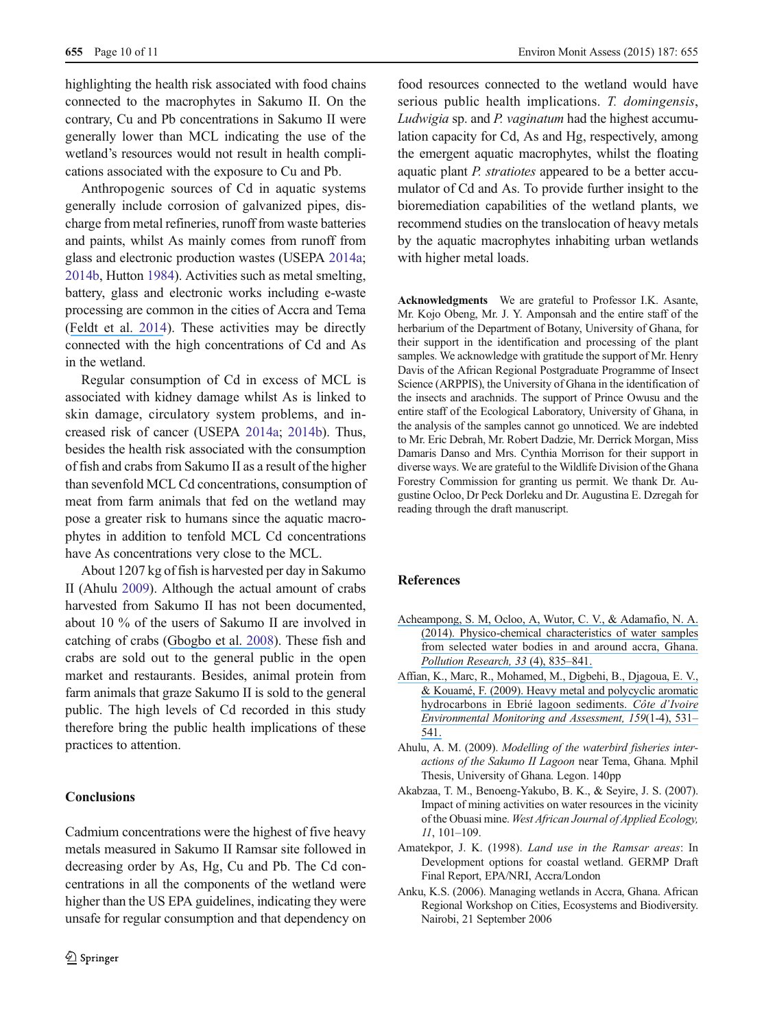highlighting the health risk associated with food chains connected to the macrophytes in Sakumo II. On the contrary, Cu and Pb concentrations in Sakumo II were generally lower than MCL indicating the use of the wetland's resources would not result in health complications associated with the exposure to Cu and Pb.

Anthropogenic sources of Cd in aquatic systems generally include corrosion of galvanized pipes, discharge from metal refineries, runoff from waste batteries and paints, whilst As mainly comes from runoff from glass and electronic production wastes (USEPA 2014a; 2014b, Hutton 1984). Activities such as metal smelting, battery, glass and electronic works including e-waste processing are common in the cities of Accra and Tema (Feldt et al. 2014). These activities may be directly connected with the high concentrations of Cd and As in the wetland.

Regular consumption of Cd in excess of MCL is associated with kidney damage whilst As is linked to skin damage, circulatory system problems, and increased risk of cancer (USEPA 2014a; 2014b). Thus, besides the health risk associated with the consumption of fish and crabs from Sakumo II as a result of the higher than sevenfold MCL Cd concentrations, consumption of meat from farm animals that fed on the wetland may pose a greater risk to humans since the aquatic macrophytes in addition to tenfold MCL Cd concentrations have As concentrations very close to the MCL.

About 1207 kg of fish is harvested per day in Sakumo II (Ahulu 2009). Although the actual amount of crabs harvested from Sakumo II has not been documented, about 10 % of the users of Sakumo II are involved in catching of crabs (Gbogbo et al. 2008). These fish and crabs are sold out to the general public in the open market and restaurants. Besides, animal protein from farm animals that graze Sakumo II is sold to the general public. The high levels of Cd recorded in this study therefore bring the public health implications of these practices to attention.

## Conclusions

Cadmium concentrations were the highest of five heavy metals measured in Sakumo II Ramsar site followed in decreasing order by As, Hg, Cu and Pb. The Cd concentrations in all the components of the wetland were higher than the US EPA guidelines, indicating they were unsafe for regular consumption and that dependency on food resources connected to the wetland would have serious public health implications. *T. domingensis*, *Ludwigia* sp. and *P. vaginatum* had the highest accumulation capacity for Cd, As and Hg, respectively, among the emergent aquatic macrophytes, whilst the floating aquatic plant *P. stratiotes* appeared to be a better accumulator of Cd and As. To provide further insight to the bioremediation capabilities of the wetland plants, we recommend studies on the translocation of heavy metals by the aquatic macrophytes inhabiting urban wetlands with higher metal loads.

**Acknowledgments** We are grateful to Professor I.K. Asante, Mr. Kojo Obeng, Mr. J. Y. Amponsah and the entire staff of the herbarium of the Department of Botany, University of Ghana, for their support in the identification and processing of the plant samples. We acknowledge with gratitude the support of Mr. Henry Davis of the African Regional Postgraduate Programme of Insect Science (ARPPIS), the University of Ghana in the identification of the insects and arachnids. The support of Prince Owusu and the entire staff of the Ecological Laboratory, University of Ghana, in the analysis of the samples cannot go unnoticed. We are indebted to Mr. Eric Debrah, Mr. Robert Dadzie, Mr. Derrick Morgan, Miss Damaris Danso and Mrs. Cynthia Morrison for their support in diverse ways. We are grateful to the Wildlife Division of the Ghana Forestry Commission for granting us permit. We thank Dr. Augustine Ocloo, Dr Peck Dorleku and Dr. Augustina E. Dzregah for reading through the draft manuscript.

## References

Acheampong, S. M, Ocloo, A, Wutor, C. V., & Adamafio, N. A. (2014). Physico-chemical characteristics of water samples from selected water bodies in and around accra, Ghana. *Pollution Research, 33* (4), 835–841.

Affian, K., Marc, R., Mohamed, M., Digbehi, B., Djagoua, E. V., & Kouamé, F. (2009). Heavy metal and polycyclic aromatic hydrocarbons in Ebrié lagoon sediments. *Côte d'Ivoire Environmental Monitoring and Assessment, 159*(1-4), 531–541.

Ahulu, A. M. (2009). *Modelling of the waterbird fisheries interactions of the Sakumo II Lagoon* near Tema, Ghana. Mphil Thesis, University of Ghana. Legon. 140pp

Akabzaa, T. M., Benoeng-Yakubo, B. K., & Seyire, J. S. (2007). Impact of mining activities on water resources in the vicinity of the Obuasi mine. *West African Journal of Applied Ecology, 11*, 101–109.

Amatekpor, J. K. (1998). *Land use in the Ramsar areas*: In Development options for coastal wetland. GERMP Draft Final Report, EPA/NRI, Accra/London

Anku, K.S. (2006). Managing wetlands in Accra, Ghana. African Regional Workshop on Cities, Ecosystems and Biodiversity. Nairobi, 21 September 2006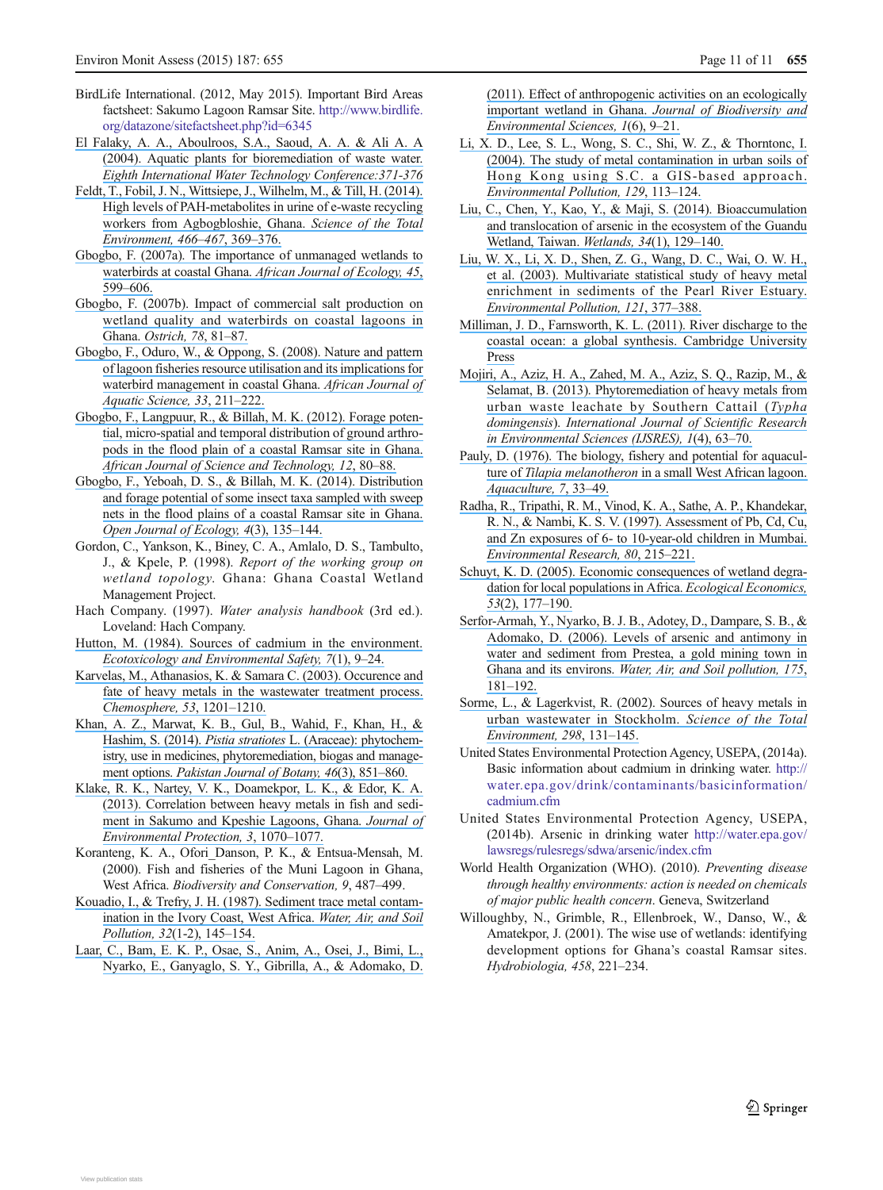BirdLife International. (2012, May 2015). Important Bird Areas factsheet: Sakumo Lagoon Ramsar Site. http://www.birdlife.org/datazone/sitefactsheet.php?id=6345

El Falaky, A. A., Aboulroos, S.A., Saoud, A. A. & Ali A. A (2004). Aquatic plants for bioremediation of waste water. *Eighth International Water Technology Conference*:371-376

Feldt, T., Fobil, J. N., Wittsiepe, J., Wilhelm, M., & Till, H. (2014). High levels of PAH-metabolites in urine of e-waste recycling workers from Agbogbloshie, Ghana. *Science of the Total Environment, 466–467*, 369–376.

Gbogbo, F. (2007a). The importance of unmanaged wetlands to waterbirds at coastal Ghana. *African Journal of Ecology, 45*, 599–606.

Gbogbo, F. (2007b). Impact of commercial salt production on wetland quality and waterbirds on coastal lagoons in Ghana. *Ostrich, 78*, 81–87.

Gbogbo, F., Oduro, W., & Oppong, S. (2008). Nature and pattern of lagoon fisheries resource utilisation and its implications for waterbird management in coastal Ghana. *African Journal of Aquatic Science, 33*, 211–222.

Gbogbo, F., Langpuur, R., & Billah, M. K. (2012). Forage potential, micro-spatial and temporal distribution of ground arthropods in the flood plain of a coastal Ramsar site in Ghana. *African Journal of Science and Technology, 12*, 80–88.

Gbogbo, F., Yeboah, D. S., & Billah, M. K. (2014). Distribution and forage potential of some insect taxa sampled with sweep nets in the flood plains of a coastal Ramsar site in Ghana. *Open Journal of Ecology, 4*(3), 135–144.

Gordon, C., Yankson, K., Biney, C. A., Amlalo, D. S., Tambulto, J., & Kpele, P. (1998). *Report of the working group on wetland topology*. Ghana: Ghana Coastal Wetland Management Project.

Hach Company. (1997). *Water analysis handbook* (3rd ed.). Loveland: Hach Company.

Hutton, M. (1984). Sources of cadmium in the environment. *Ecotoxicology and Environmental Safety, 7*(1), 9–24.

Karvelas, M., Athanasios, K. & Samara C. (2003). Occurence and fate of heavy metals in the wastewater treatment process. *Chemosphere, 53*, 1201–1210.

Khan, A. Z., Marwat, K. B., Gul, B., Wahid, F., Khan, H., & Hashim, S. (2014). *Pistia stratiotes* L. (Araceae): phytochemistry, use in medicines, phytoremediation, biogas and management options. *Pakistan Journal of Botany, 46*(3), 851–860.

Klake, R. K., Nartey, V. K., Doamekpor, L. K., & Edor, K. A. (2013). Correlation between heavy metals in fish and sediment in Sakumo and Kpeshie Lagoons, Ghana. *Journal of Environmental Protection, 3*, 1070–1077.

Koranteng, K. A., Ofori_Danson, P. K., & Entsua-Mensah, M. (2000). Fish and fisheries of the Muni Lagoon in Ghana, West Africa. *Biodiversity and Conservation, 9*, 487–499.

Kouadio, I., & Trefry, J. H. (1987). Sediment trace metal contamination in the Ivory Coast, West Africa. *Water, Air, and Soil Pollution, 32*(1-2), 145–154.

Laar, C., Bam, E. K. P., Osae, S., Anim, A., Osei, J., Bimi, L., Nyarko, E., Ganyaglo, S. Y., Gibrilla, A., & Adomako, D. (2011). Effect of anthropogenic activities on an ecologically important wetland in Ghana. *Journal of Biodiversity and Environmental Sciences, 1*(6), 9–21.

Li, X. D., Lee, S. L., Wong, S. C., Shi, W. Z., & Thorntonc, I. (2004). The study of metal contamination in urban soils of Hong Kong using S.C. a GIS-based approach. *Environmental Pollution, 129*, 113–124.

Liu, C., Chen, Y., Kao, Y., & Maji, S. (2014). Bioaccumulation and translocation of arsenic in the ecosystem of the Guandu Wetland, Taiwan. *Wetlands, 34*(1), 129–140.

Liu, W. X., Li, X. D., Shen, Z. G., Wang, D. C., Wai, O. W. H., et al. (2003). Multivariate statistical study of heavy metal enrichment in sediments of the Pearl River Estuary. *Environmental Pollution, 121*, 377–388.

Milliman, J. D., Farnsworth, K. L. (2011). River discharge to the coastal ocean: a global synthesis. Cambridge University Press

Mojiri, A., Aziz, H. A., Zahed, M. A., Aziz, S. Q., Razip, M., & Selamat, B. (2013). Phytoremediation of heavy metals from urban waste leachate by Southern Cattail (*Typha domingensis*). *International Journal of Scientific Research in Environmental Sciences (IJSRES), 1*(4), 63–70.

Pauly, D. (1976). The biology, fishery and potential for aquaculture of *Tilapia melanotheron* in a small West African lagoon. *Aquaculture, 7*, 33–49.

Radha, R., Tripathi, R. M., Vinod, K. A., Sathe, A. P., Khandekar, R. N., & Nambi, K. S. V. (1997). Assessment of Pb, Cd, Cu, and Zn exposures of 6- to 10-year-old children in Mumbai. *Environmental Research, 80*, 215–221.

Schuyt, K. D. (2005). Economic consequences of wetland degradation for local populations in Africa. *Ecological Economics, 53*(2), 177–190.

Serfor-Armah, Y., Nyarko, B. J. B., Adotey, D., Dampare, S. B., & Adomako, D. (2006). Levels of arsenic and antimony in water and sediment from Prestea, a gold mining town in Ghana and its environs. *Water, Air, and Soil pollution, 175*, 181–192.

Sorme, L., & Lagerkvist, R. (2002). Sources of heavy metals in urban wastewater in Stockholm. *Science of the Total Environment, 298*, 131–145.

United States Environmental Protection Agency, USEPA, (2014a). Basic information about cadmium in drinking water. http://water.epa.gov/drink/contaminants/basicinformation/cadmium.cfm

United States Environmental Protection Agency, USEPA, (2014b). Arsenic in drinking water http://water.epa.gov/lawsregs/rulesregs/sdwa/arsenic/index.cfm

World Health Organization (WHO). (2010). *Preventing disease through healthy environments: action is needed on chemicals of major public health concern*. Geneva, Switzerland

Willoughby, N., Grimble, R., Ellenbroek, W., Danso, W., & Amatekpor, J. (2001). The wise use of wetlands: identifying development options for Ghana's coastal Ramsar sites. *Hydrobiologia, 458*, 221–234.